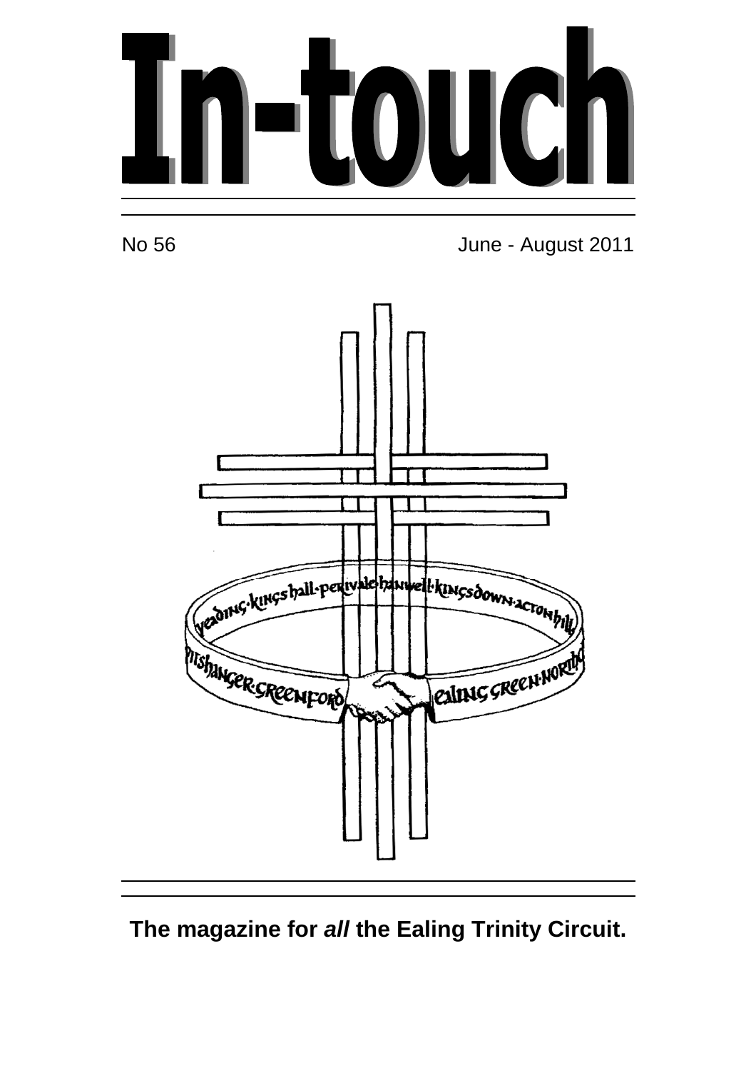# In-touch

No 56

June - August 2011

**The magazine for *all* the Ealing Trinity Circuit.**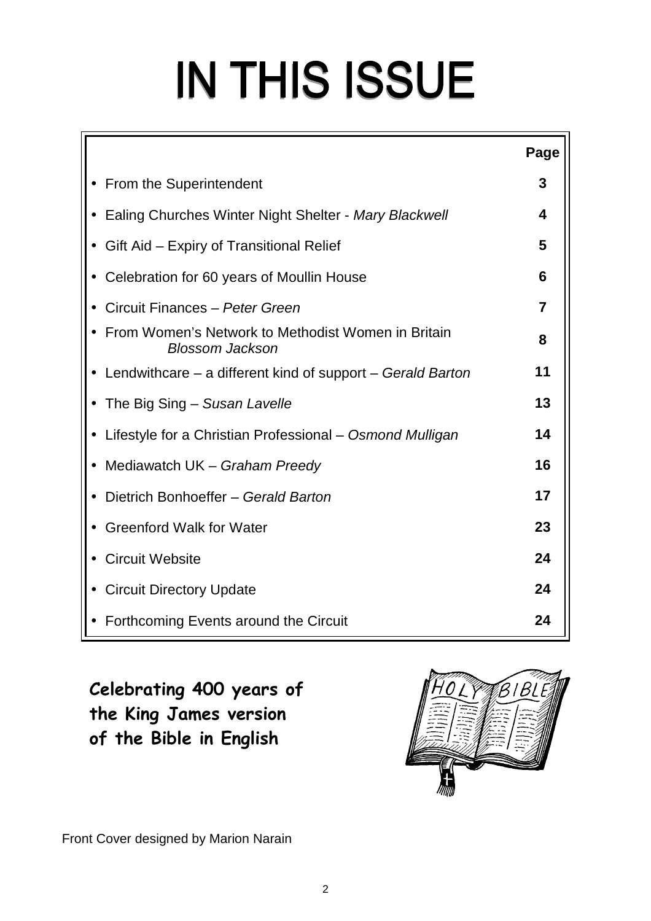# IN THIS ISSUE

| | Page |
|---|---|
| • From the Superintendent | 3 |
| • Ealing Churches Winter Night Shelter - *Mary Blackwell* | 4 |
| • Gift Aid – Expiry of Transitional Relief | 5 |
| • Celebration for 60 years of Moullin House | 6 |
| • Circuit Finances – *Peter Green* | 7 |
| • From Women's Network to Methodist Women in Britain *Blossom Jackson* | 8 |
| • Lendwithcare – a different kind of support – *Gerald Barton* | 11 |
| • The Big Sing – *Susan Lavelle* | 13 |
| • Lifestyle for a Christian Professional – *Osmond Mulligan* | 14 |
| • Mediawatch UK – *Graham Preedy* | 16 |
| • Dietrich Bonhoeffer – *Gerald Barton* | 17 |
| • Greenford Walk for Water | 23 |
| • Circuit Website | 24 |
| • Circuit Directory Update | 24 |
| • Forthcoming Events around the Circuit | 24 |

**Celebrating 400 years of the King James version of the Bible in English**

Front Cover designed by Marion Narain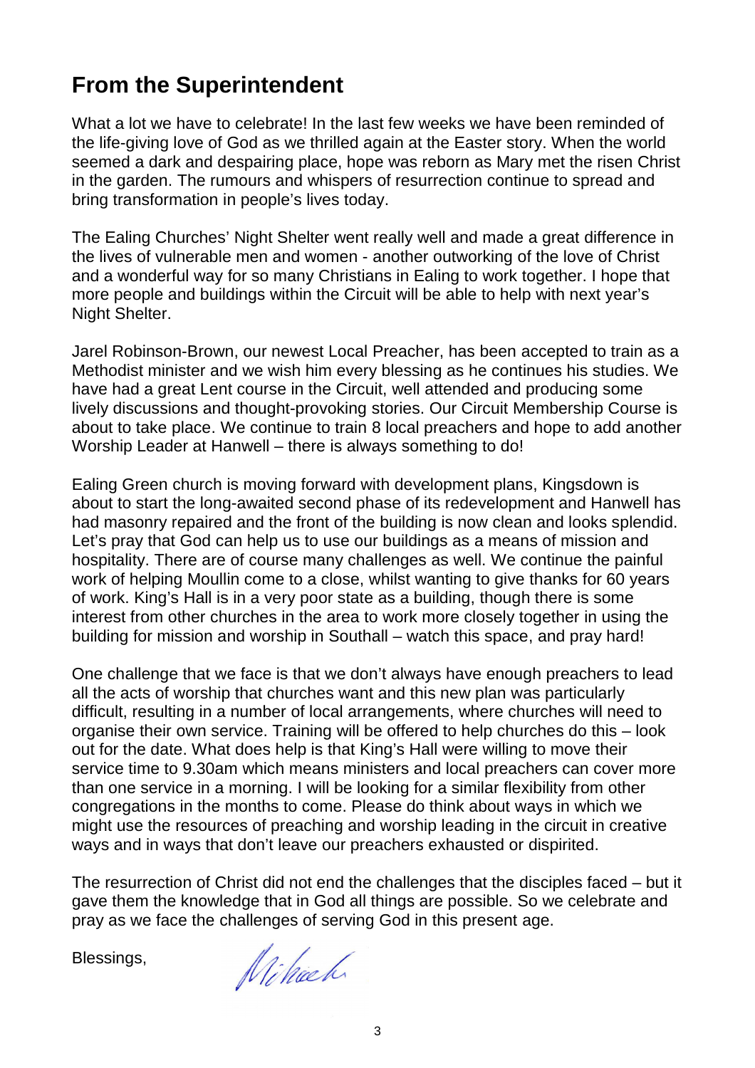## From the Superintendent

What a lot we have to celebrate! In the last few weeks we have been reminded of the life-giving love of God as we thrilled again at the Easter story. When the world seemed a dark and despairing place, hope was reborn as Mary met the risen Christ in the garden. The rumours and whispers of resurrection continue to spread and bring transformation in people's lives today.

The Ealing Churches' Night Shelter went really well and made a great difference in the lives of vulnerable men and women - another outworking of the love of Christ and a wonderful way for so many Christians in Ealing to work together. I hope that more people and buildings within the Circuit will be able to help with next year's Night Shelter.

Jarel Robinson-Brown, our newest Local Preacher, has been accepted to train as a Methodist minister and we wish him every blessing as he continues his studies. We have had a great Lent course in the Circuit, well attended and producing some lively discussions and thought-provoking stories. Our Circuit Membership Course is about to take place. We continue to train 8 local preachers and hope to add another Worship Leader at Hanwell – there is always something to do!

Ealing Green church is moving forward with development plans, Kingsdown is about to start the long-awaited second phase of its redevelopment and Hanwell has had masonry repaired and the front of the building is now clean and looks splendid. Let's pray that God can help us to use our buildings as a means of mission and hospitality. There are of course many challenges as well. We continue the painful work of helping Moullin come to a close, whilst wanting to give thanks for 60 years of work. King's Hall is in a very poor state as a building, though there is some interest from other churches in the area to work more closely together in using the building for mission and worship in Southall – watch this space, and pray hard!

One challenge that we face is that we don't always have enough preachers to lead all the acts of worship that churches want and this new plan was particularly difficult, resulting in a number of local arrangements, where churches will need to organise their own service. Training will be offered to help churches do this – look out for the date. What does help is that King's Hall were willing to move their service time to 9.30am which means ministers and local preachers can cover more than one service in a morning. I will be looking for a similar flexibility from other congregations in the months to come. Please do think about ways in which we might use the resources of preaching and worship leading in the circuit in creative ways and in ways that don't leave our preachers exhausted or dispirited.

The resurrection of Christ did not end the challenges that the disciples faced – but it gave them the knowledge that in God all things are possible. So we celebrate and pray as we face the challenges of serving God in this present age.

Blessings,

Michael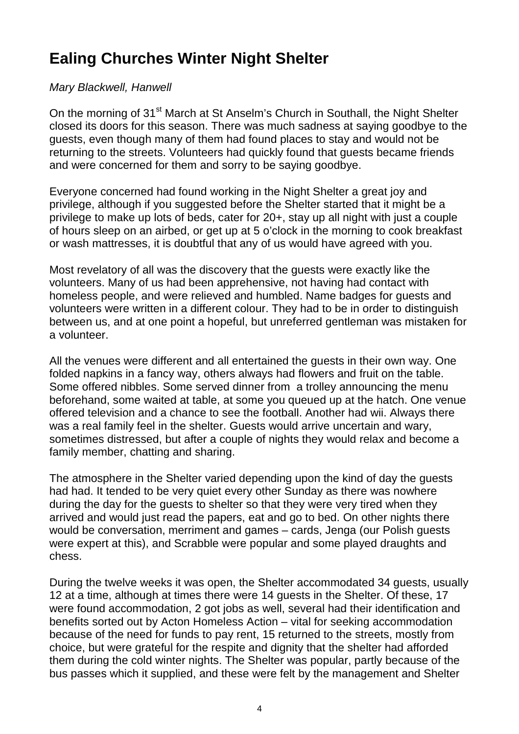# Ealing Churches Winter Night Shelter

*Mary Blackwell, Hanwell*

On the morning of 31st March at St Anselm's Church in Southall, the Night Shelter closed its doors for this season. There was much sadness at saying goodbye to the guests, even though many of them had found places to stay and would not be returning to the streets. Volunteers had quickly found that guests became friends and were concerned for them and sorry to be saying goodbye.

Everyone concerned had found working in the Night Shelter a great joy and privilege, although if you suggested before the Shelter started that it might be a privilege to make up lots of beds, cater for 20+, stay up all night with just a couple of hours sleep on an airbed, or get up at 5 o'clock in the morning to cook breakfast or wash mattresses, it is doubtful that any of us would have agreed with you.

Most revelatory of all was the discovery that the guests were exactly like the volunteers. Many of us had been apprehensive, not having had contact with homeless people, and were relieved and humbled. Name badges for guests and volunteers were written in a different colour. They had to be in order to distinguish between us, and at one point a hopeful, but unreferred gentleman was mistaken for a volunteer.

All the venues were different and all entertained the guests in their own way. One folded napkins in a fancy way, others always had flowers and fruit on the table. Some offered nibbles. Some served dinner from a trolley announcing the menu beforehand, some waited at table, at some you queued up at the hatch. One venue offered television and a chance to see the football. Another had wii. Always there was a real family feel in the shelter. Guests would arrive uncertain and wary, sometimes distressed, but after a couple of nights they would relax and become a family member, chatting and sharing.

The atmosphere in the Shelter varied depending upon the kind of day the guests had had. It tended to be very quiet every other Sunday as there was nowhere during the day for the guests to shelter so that they were very tired when they arrived and would just read the papers, eat and go to bed. On other nights there would be conversation, merriment and games – cards, Jenga (our Polish guests were expert at this), and Scrabble were popular and some played draughts and chess.

During the twelve weeks it was open, the Shelter accommodated 34 guests, usually 12 at a time, although at times there were 14 guests in the Shelter. Of these, 17 were found accommodation, 2 got jobs as well, several had their identification and benefits sorted out by Acton Homeless Action – vital for seeking accommodation because of the need for funds to pay rent, 15 returned to the streets, mostly from choice, but were grateful for the respite and dignity that the shelter had afforded them during the cold winter nights. The Shelter was popular, partly because of the bus passes which it supplied, and these were felt by the management and Shelter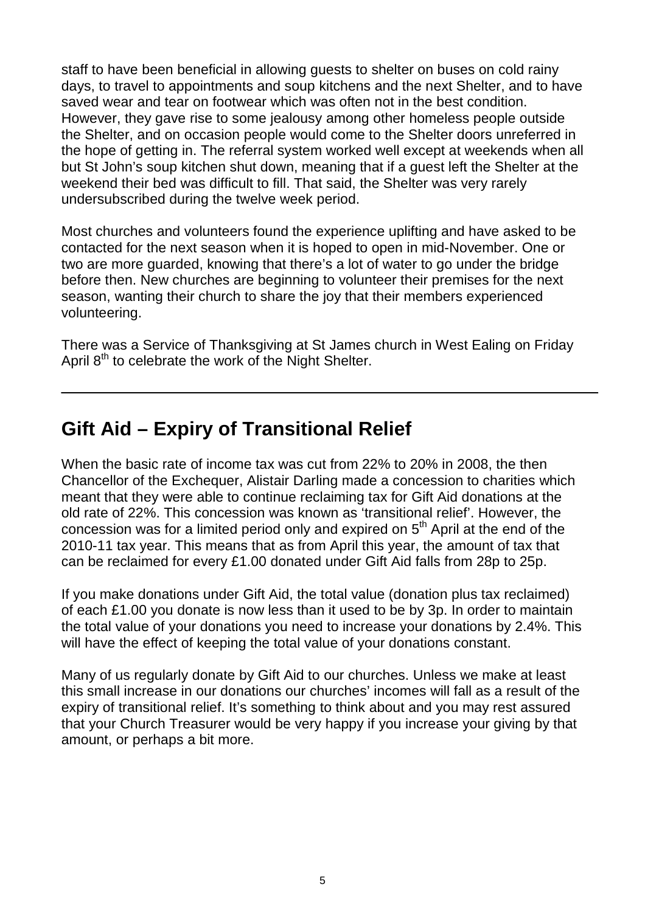staff to have been beneficial in allowing guests to shelter on buses on cold rainy days, to travel to appointments and soup kitchens and the next Shelter, and to have saved wear and tear on footwear which was often not in the best condition. However, they gave rise to some jealousy among other homeless people outside the Shelter, and on occasion people would come to the Shelter doors unreferred in the hope of getting in. The referral system worked well except at weekends when all but St John's soup kitchen shut down, meaning that if a guest left the Shelter at the weekend their bed was difficult to fill. That said, the Shelter was very rarely undersubscribed during the twelve week period.

Most churches and volunteers found the experience uplifting and have asked to be contacted for the next season when it is hoped to open in mid-November. One or two are more guarded, knowing that there's a lot of water to go under the bridge before then. New churches are beginning to volunteer their premises for the next season, wanting their church to share the joy that their members experienced volunteering.

There was a Service of Thanksgiving at St James church in West Ealing on Friday April 8th to celebrate the work of the Night Shelter.

---

## Gift Aid – Expiry of Transitional Relief

When the basic rate of income tax was cut from 22% to 20% in 2008, the then Chancellor of the Exchequer, Alistair Darling made a concession to charities which meant that they were able to continue reclaiming tax for Gift Aid donations at the old rate of 22%. This concession was known as 'transitional relief'. However, the concession was for a limited period only and expired on 5th April at the end of the 2010-11 tax year. This means that as from April this year, the amount of tax that can be reclaimed for every £1.00 donated under Gift Aid falls from 28p to 25p.

If you make donations under Gift Aid, the total value (donation plus tax reclaimed) of each £1.00 you donate is now less than it used to be by 3p. In order to maintain the total value of your donations you need to increase your donations by 2.4%. This will have the effect of keeping the total value of your donations constant.

Many of us regularly donate by Gift Aid to our churches. Unless we make at least this small increase in our donations our churches' incomes will fall as a result of the expiry of transitional relief. It's something to think about and you may rest assured that your Church Treasurer would be very happy if you increase your giving by that amount, or perhaps a bit more.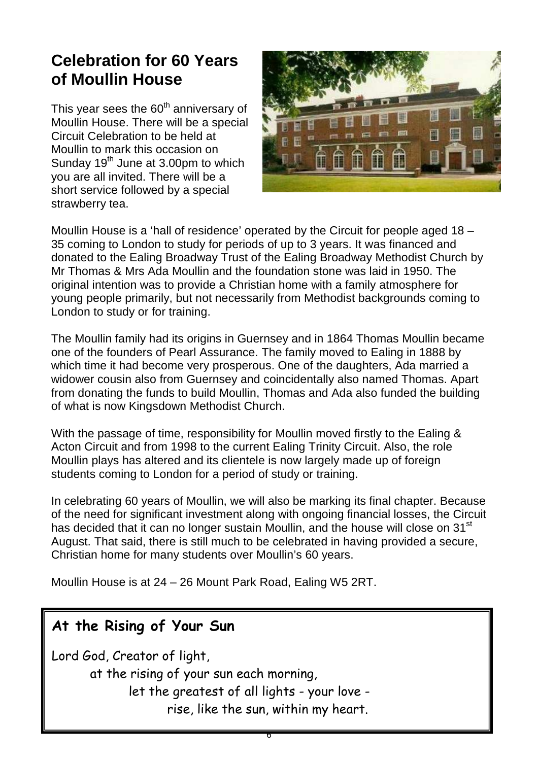## Celebration for 60 Years of Moullin House

This year sees the 60th anniversary of Moullin House. There will be a special Circuit Celebration to be held at Moullin to mark this occasion on Sunday 19th June at 3.00pm to which you are all invited. There will be a short service followed by a special strawberry tea.

Moullin House is a 'hall of residence' operated by the Circuit for people aged 18 – 35 coming to London to study for periods of up to 3 years. It was financed and donated to the Ealing Broadway Trust of the Ealing Broadway Methodist Church by Mr Thomas & Mrs Ada Moullin and the foundation stone was laid in 1950. The original intention was to provide a Christian home with a family atmosphere for young people primarily, but not necessarily from Methodist backgrounds coming to London to study or for training.

The Moullin family had its origins in Guernsey and in 1864 Thomas Moullin became one of the founders of Pearl Assurance. The family moved to Ealing in 1888 by which time it had become very prosperous. One of the daughters, Ada married a widower cousin also from Guernsey and coincidentally also named Thomas. Apart from donating the funds to build Moullin, Thomas and Ada also funded the building of what is now Kingsdown Methodist Church.

With the passage of time, responsibility for Moullin moved firstly to the Ealing & Acton Circuit and from 1998 to the current Ealing Trinity Circuit. Also, the role Moullin plays has altered and its clientele is now largely made up of foreign students coming to London for a period of study or training.

In celebrating 60 years of Moullin, we will also be marking its final chapter. Because of the need for significant investment along with ongoing financial losses, the Circuit has decided that it can no longer sustain Moullin, and the house will close on 31st August. That said, there is still much to be celebrated in having provided a secure, Christian home for many students over Moullin's 60 years.

Moullin House is at 24 – 26 Mount Park Road, Ealing W5 2RT.

### At the Rising of Your Sun

Lord God, Creator of light,
at the rising of your sun each morning,
let the greatest of all lights - your love -
rise, like the sun, within my heart.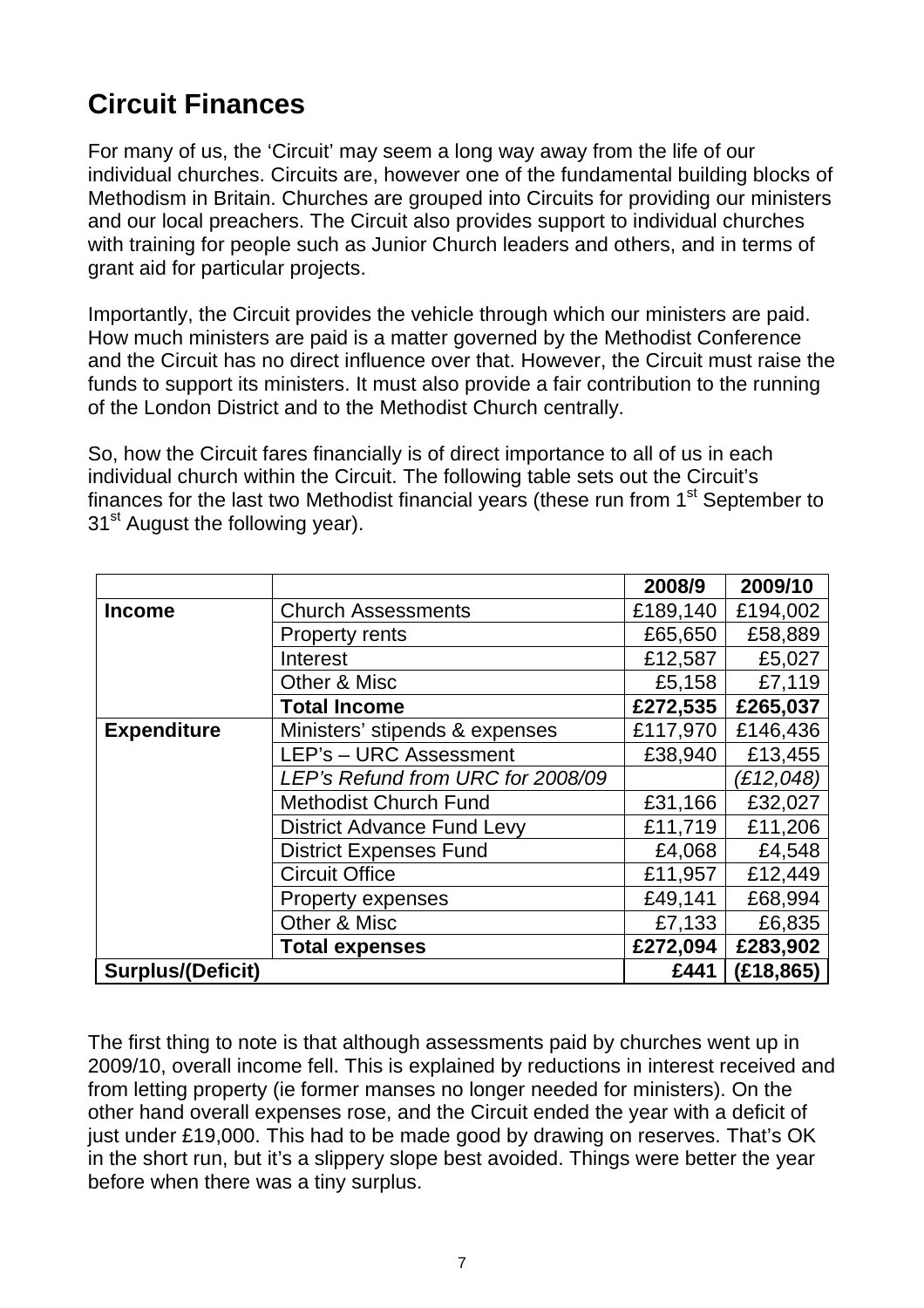## Circuit Finances

For many of us, the 'Circuit' may seem a long way away from the life of our individual churches. Circuits are, however one of the fundamental building blocks of Methodism in Britain. Churches are grouped into Circuits for providing our ministers and our local preachers. The Circuit also provides support to individual churches with training for people such as Junior Church leaders and others, and in terms of grant aid for particular projects.

Importantly, the Circuit provides the vehicle through which our ministers are paid. How much ministers are paid is a matter governed by the Methodist Conference and the Circuit has no direct influence over that. However, the Circuit must raise the funds to support its ministers. It must also provide a fair contribution to the running of the London District and to the Methodist Church centrally.

So, how the Circuit fares financially is of direct importance to all of us in each individual church within the Circuit. The following table sets out the Circuit's finances for the last two Methodist financial years (these run from 1st September to 31st August the following year).

| | | 2008/9 | 2009/10 |
|---|---|---|---|
| **Income** | Church Assessments | £189,140 | £194,002 |
| | Property rents | £65,650 | £58,889 |
| | Interest | £12,587 | £5,027 |
| | Other & Misc | £5,158 | £7,119 |
| | **Total Income** | **£272,535** | **£265,037** |
| **Expenditure** | Ministers' stipends & expenses | £117,970 | £146,436 |
| | LEP's – URC Assessment | £38,940 | £13,455 |
| | *LEP's Refund from URC for 2008/09* | | *(£12,048)* |
| | Methodist Church Fund | £31,166 | £32,027 |
| | District Advance Fund Levy | £11,719 | £11,206 |
| | District Expenses Fund | £4,068 | £4,548 |
| | Circuit Office | £11,957 | £12,449 |
| | Property expenses | £49,141 | £68,994 |
| | Other & Misc | £7,133 | £6,835 |
| | **Total expenses** | **£272,094** | **£283,902** |
| **Surplus/(Deficit)** | | **£441** | **(£18,865)** |

The first thing to note is that although assessments paid by churches went up in 2009/10, overall income fell. This is explained by reductions in interest received and from letting property (ie former manses no longer needed for ministers). On the other hand overall expenses rose, and the Circuit ended the year with a deficit of just under £19,000. This had to be made good by drawing on reserves. That's OK in the short run, but it's a slippery slope best avoided. Things were better the year before when there was a tiny surplus.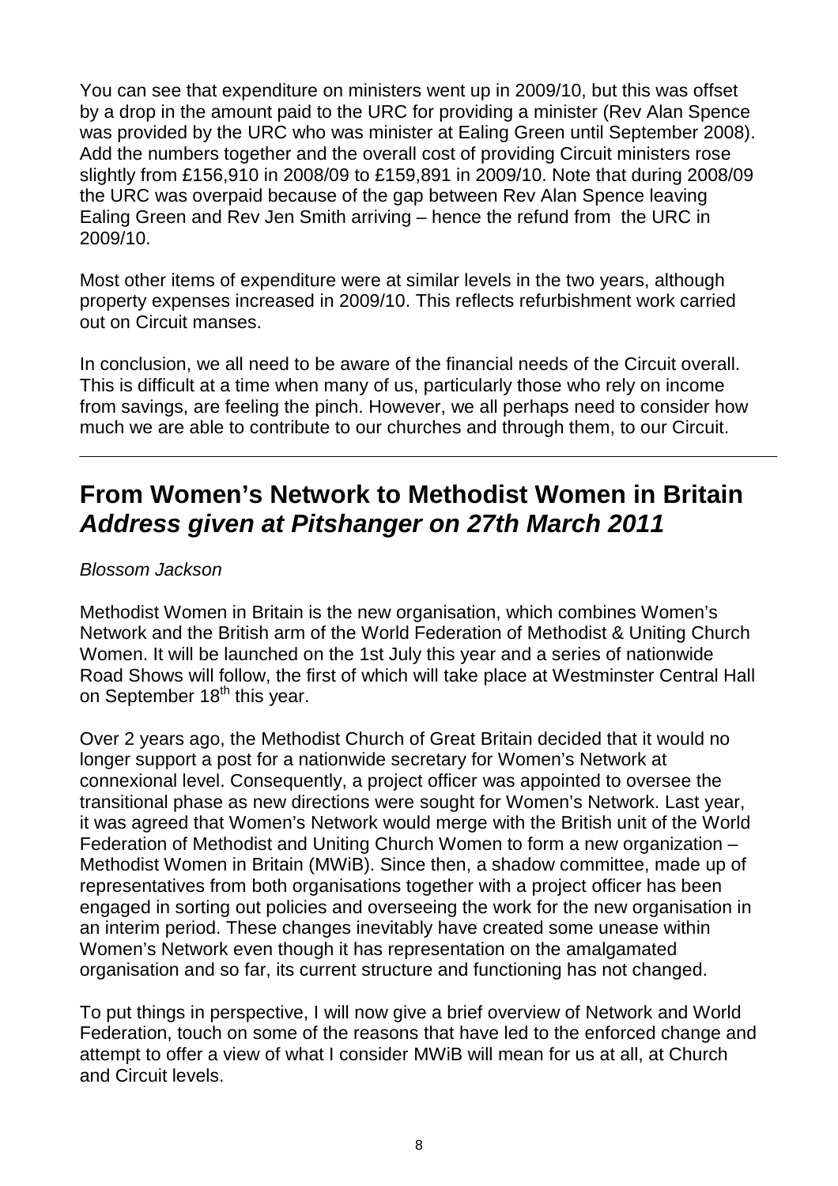You can see that expenditure on ministers went up in 2009/10, but this was offset by a drop in the amount paid to the URC for providing a minister (Rev Alan Spence was provided by the URC who was minister at Ealing Green until September 2008). Add the numbers together and the overall cost of providing Circuit ministers rose slightly from £156,910 in 2008/09 to £159,891 in 2009/10. Note that during 2008/09 the URC was overpaid because of the gap between Rev Alan Spence leaving Ealing Green and Rev Jen Smith arriving – hence the refund from the URC in 2009/10.

Most other items of expenditure were at similar levels in the two years, although property expenses increased in 2009/10. This reflects refurbishment work carried out on Circuit manses.

In conclusion, we all need to be aware of the financial needs of the Circuit overall. This is difficult at a time when many of us, particularly those who rely on income from savings, are feeling the pinch. However, we all perhaps need to consider how much we are able to contribute to our churches and through them, to our Circuit.

---

## From Women's Network to Methodist Women in Britain
## *Address given at Pitshanger on 27th March 2011*

*Blossom Jackson*

Methodist Women in Britain is the new organisation, which combines Women's Network and the British arm of the World Federation of Methodist & Uniting Church Women. It will be launched on the 1st July this year and a series of nationwide Road Shows will follow, the first of which will take place at Westminster Central Hall on September 18th this year.

Over 2 years ago, the Methodist Church of Great Britain decided that it would no longer support a post for a nationwide secretary for Women's Network at connexional level. Consequently, a project officer was appointed to oversee the transitional phase as new directions were sought for Women's Network. Last year, it was agreed that Women's Network would merge with the British unit of the World Federation of Methodist and Uniting Church Women to form a new organization – Methodist Women in Britain (MWiB). Since then, a shadow committee, made up of representatives from both organisations together with a project officer has been engaged in sorting out policies and overseeing the work for the new organisation in an interim period. These changes inevitably have created some unease within Women's Network even though it has representation on the amalgamated organisation and so far, its current structure and functioning has not changed.

To put things in perspective, I will now give a brief overview of Network and World Federation, touch on some of the reasons that have led to the enforced change and attempt to offer a view of what I consider MWiB will mean for us at all, at Church and Circuit levels.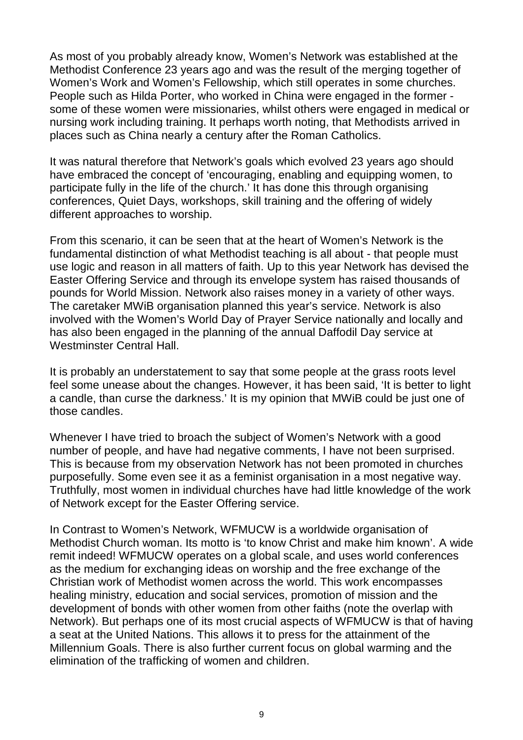As most of you probably already know, Women's Network was established at the Methodist Conference 23 years ago and was the result of the merging together of Women's Work and Women's Fellowship, which still operates in some churches. People such as Hilda Porter, who worked in China were engaged in the former - some of these women were missionaries, whilst others were engaged in medical or nursing work including training. It perhaps worth noting, that Methodists arrived in places such as China nearly a century after the Roman Catholics.

It was natural therefore that Network's goals which evolved 23 years ago should have embraced the concept of 'encouraging, enabling and equipping women, to participate fully in the life of the church.' It has done this through organising conferences, Quiet Days, workshops, skill training and the offering of widely different approaches to worship.

From this scenario, it can be seen that at the heart of Women's Network is the fundamental distinction of what Methodist teaching is all about - that people must use logic and reason in all matters of faith. Up to this year Network has devised the Easter Offering Service and through its envelope system has raised thousands of pounds for World Mission. Network also raises money in a variety of other ways. The caretaker MWiB organisation planned this year's service. Network is also involved with the Women's World Day of Prayer Service nationally and locally and has also been engaged in the planning of the annual Daffodil Day service at Westminster Central Hall.

It is probably an understatement to say that some people at the grass roots level feel some unease about the changes. However, it has been said, 'It is better to light a candle, than curse the darkness.' It is my opinion that MWiB could be just one of those candles.

Whenever I have tried to broach the subject of Women's Network with a good number of people, and have had negative comments, I have not been surprised. This is because from my observation Network has not been promoted in churches purposefully. Some even see it as a feminist organisation in a most negative way. Truthfully, most women in individual churches have had little knowledge of the work of Network except for the Easter Offering service.

In Contrast to Women's Network, WFMUCW is a worldwide organisation of Methodist Church woman. Its motto is 'to know Christ and make him known'. A wide remit indeed! WFMUCW operates on a global scale, and uses world conferences as the medium for exchanging ideas on worship and the free exchange of the Christian work of Methodist women across the world. This work encompasses healing ministry, education and social services, promotion of mission and the development of bonds with other women from other faiths (note the overlap with Network). But perhaps one of its most crucial aspects of WFMUCW is that of having a seat at the United Nations. This allows it to press for the attainment of the Millennium Goals. There is also further current focus on global warming and the elimination of the trafficking of women and children.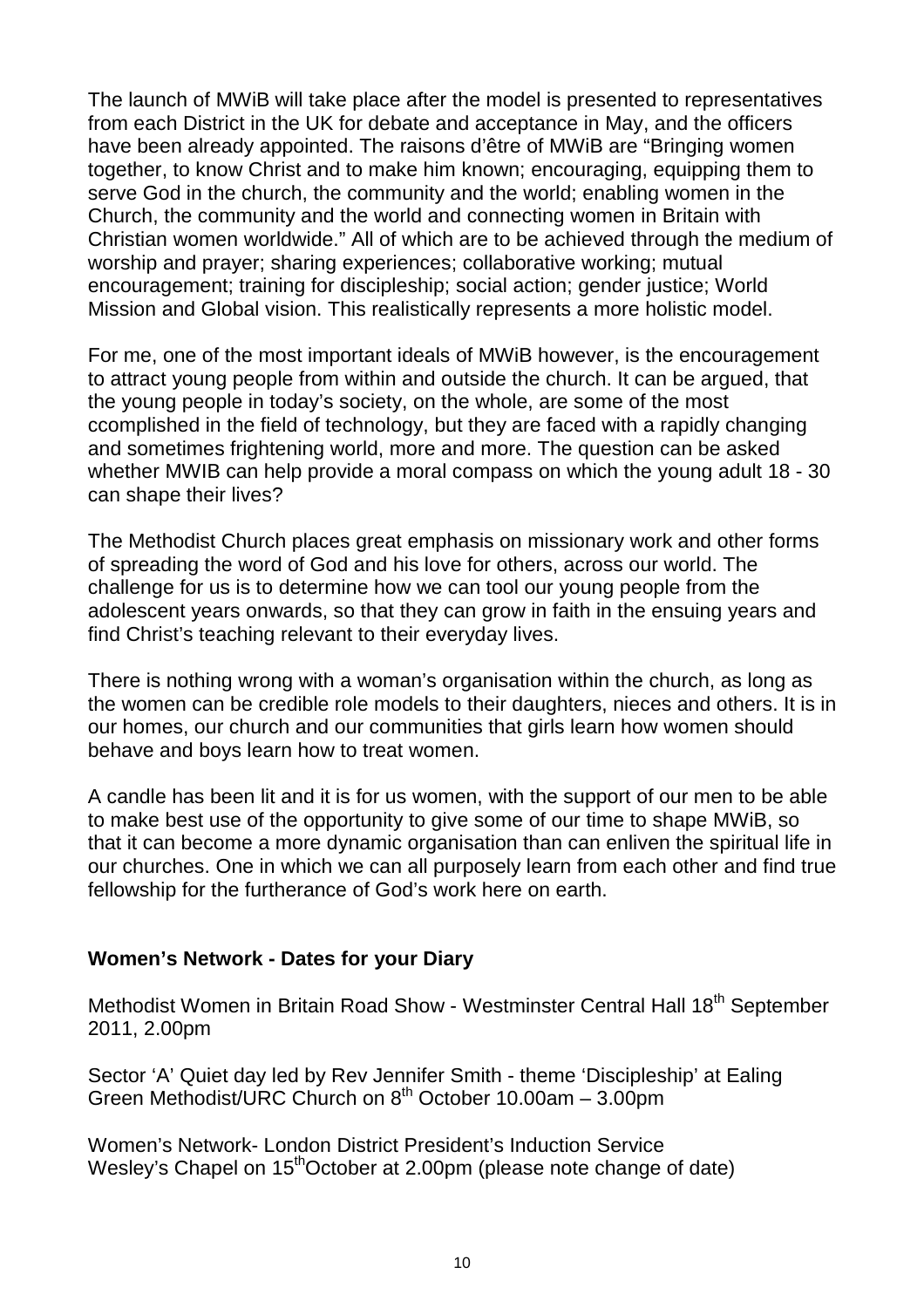The launch of MWiB will take place after the model is presented to representatives from each District in the UK for debate and acceptance in May, and the officers have been already appointed. The raisons d'être of MWiB are "Bringing women together, to know Christ and to make him known; encouraging, equipping them to serve God in the church, the community and the world; enabling women in the Church, the community and the world and connecting women in Britain with Christian women worldwide." All of which are to be achieved through the medium of worship and prayer; sharing experiences; collaborative working; mutual encouragement; training for discipleship; social action; gender justice; World Mission and Global vision. This realistically represents a more holistic model.

For me, one of the most important ideals of MWiB however, is the encouragement to attract young people from within and outside the church. It can be argued, that the young people in today's society, on the whole, are some of the most ccomplished in the field of technology, but they are faced with a rapidly changing and sometimes frightening world, more and more. The question can be asked whether MWIB can help provide a moral compass on which the young adult 18 - 30 can shape their lives?

The Methodist Church places great emphasis on missionary work and other forms of spreading the word of God and his love for others, across our world. The challenge for us is to determine how we can tool our young people from the adolescent years onwards, so that they can grow in faith in the ensuing years and find Christ's teaching relevant to their everyday lives.

There is nothing wrong with a woman's organisation within the church, as long as the women can be credible role models to their daughters, nieces and others. It is in our homes, our church and our communities that girls learn how women should behave and boys learn how to treat women.

A candle has been lit and it is for us women, with the support of our men to be able to make best use of the opportunity to give some of our time to shape MWiB, so that it can become a more dynamic organisation than can enliven the spiritual life in our churches. One in which we can all purposely learn from each other and find true fellowship for the furtherance of God's work here on earth.

**Women's Network - Dates for your Diary**

Methodist Women in Britain Road Show - Westminster Central Hall 18th September 2011, 2.00pm

Sector 'A' Quiet day led by Rev Jennifer Smith - theme 'Discipleship' at Ealing Green Methodist/URC Church on 8th October 10.00am – 3.00pm

Women's Network- London District President's Induction Service
Wesley's Chapel on 15th October at 2.00pm (please note change of date)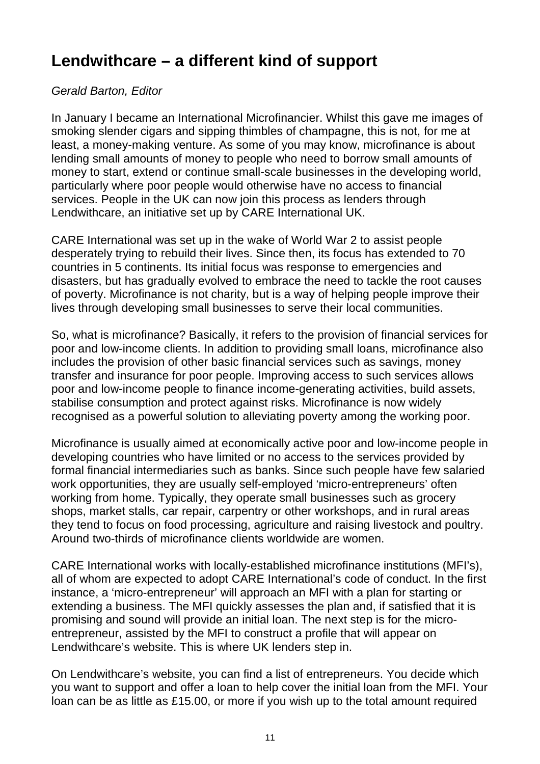# Lendwithcare – a different kind of support

*Gerald Barton, Editor*

In January I became an International Microfinancier. Whilst this gave me images of smoking slender cigars and sipping thimbles of champagne, this is not, for me at least, a money-making venture. As some of you may know, microfinance is about lending small amounts of money to people who need to borrow small amounts of money to start, extend or continue small-scale businesses in the developing world, particularly where poor people would otherwise have no access to financial services. People in the UK can now join this process as lenders through Lendwithcare, an initiative set up by CARE International UK.

CARE International was set up in the wake of World War 2 to assist people desperately trying to rebuild their lives. Since then, its focus has extended to 70 countries in 5 continents. Its initial focus was response to emergencies and disasters, but has gradually evolved to embrace the need to tackle the root causes of poverty. Microfinance is not charity, but is a way of helping people improve their lives through developing small businesses to serve their local communities.

So, what is microfinance? Basically, it refers to the provision of financial services for poor and low-income clients. In addition to providing small loans, microfinance also includes the provision of other basic financial services such as savings, money transfer and insurance for poor people. Improving access to such services allows poor and low-income people to finance income-generating activities, build assets, stabilise consumption and protect against risks. Microfinance is now widely recognised as a powerful solution to alleviating poverty among the working poor.

Microfinance is usually aimed at economically active poor and low-income people in developing countries who have limited or no access to the services provided by formal financial intermediaries such as banks. Since such people have few salaried work opportunities, they are usually self-employed 'micro-entrepreneurs' often working from home. Typically, they operate small businesses such as grocery shops, market stalls, car repair, carpentry or other workshops, and in rural areas they tend to focus on food processing, agriculture and raising livestock and poultry. Around two-thirds of microfinance clients worldwide are women.

CARE International works with locally-established microfinance institutions (MFI's), all of whom are expected to adopt CARE International's code of conduct. In the first instance, a 'micro-entrepreneur' will approach an MFI with a plan for starting or extending a business. The MFI quickly assesses the plan and, if satisfied that it is promising and sound will provide an initial loan. The next step is for the micro-entrepreneur, assisted by the MFI to construct a profile that will appear on Lendwithcare's website. This is where UK lenders step in.

On Lendwithcare's website, you can find a list of entrepreneurs. You decide which you want to support and offer a loan to help cover the initial loan from the MFI. Your loan can be as little as £15.00, or more if you wish up to the total amount required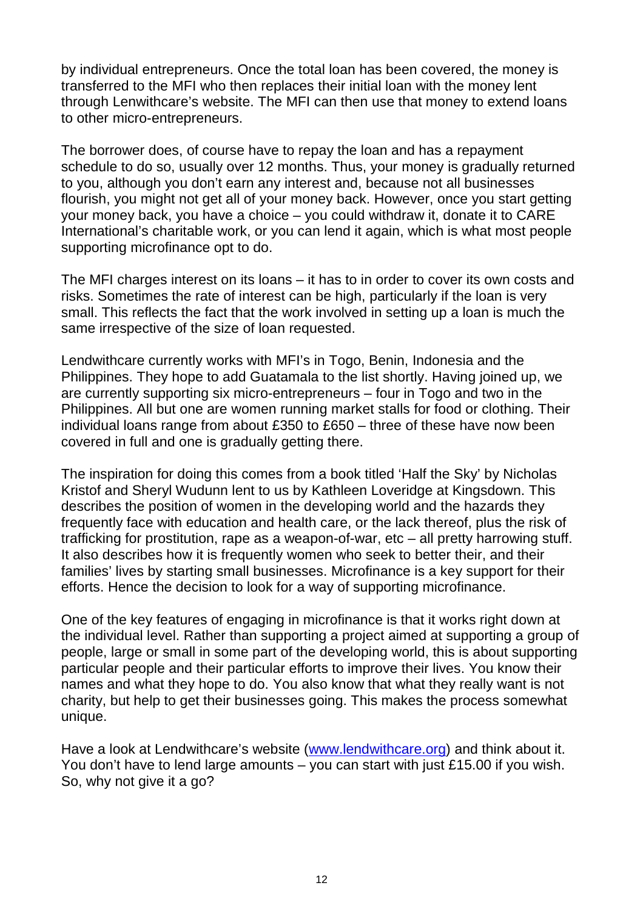by individual entrepreneurs. Once the total loan has been covered, the money is transferred to the MFI who then replaces their initial loan with the money lent through Lenwithcare's website. The MFI can then use that money to extend loans to other micro-entrepreneurs.

The borrower does, of course have to repay the loan and has a repayment schedule to do so, usually over 12 months. Thus, your money is gradually returned to you, although you don't earn any interest and, because not all businesses flourish, you might not get all of your money back. However, once you start getting your money back, you have a choice – you could withdraw it, donate it to CARE International's charitable work, or you can lend it again, which is what most people supporting microfinance opt to do.

The MFI charges interest on its loans – it has to in order to cover its own costs and risks. Sometimes the rate of interest can be high, particularly if the loan is very small. This reflects the fact that the work involved in setting up a loan is much the same irrespective of the size of loan requested.

Lendwithcare currently works with MFI's in Togo, Benin, Indonesia and the Philippines. They hope to add Guatamala to the list shortly. Having joined up, we are currently supporting six micro-entrepreneurs – four in Togo and two in the Philippines. All but one are women running market stalls for food or clothing. Their individual loans range from about £350 to £650 – three of these have now been covered in full and one is gradually getting there.

The inspiration for doing this comes from a book titled 'Half the Sky' by Nicholas Kristof and Sheryl Wudunn lent to us by Kathleen Loveridge at Kingsdown. This describes the position of women in the developing world and the hazards they frequently face with education and health care, or the lack thereof, plus the risk of trafficking for prostitution, rape as a weapon-of-war, etc – all pretty harrowing stuff. It also describes how it is frequently women who seek to better their, and their families' lives by starting small businesses. Microfinance is a key support for their efforts. Hence the decision to look for a way of supporting microfinance.

One of the key features of engaging in microfinance is that it works right down at the individual level. Rather than supporting a project aimed at supporting a group of people, large or small in some part of the developing world, this is about supporting particular people and their particular efforts to improve their lives. You know their names and what they hope to do. You also know that what they really want is not charity, but help to get their businesses going. This makes the process somewhat unique.

Have a look at Lendwithcare's website ([www.lendwithcare.org](http://www.lendwithcare.org)) and think about it. You don't have to lend large amounts – you can start with just £15.00 if you wish. So, why not give it a go?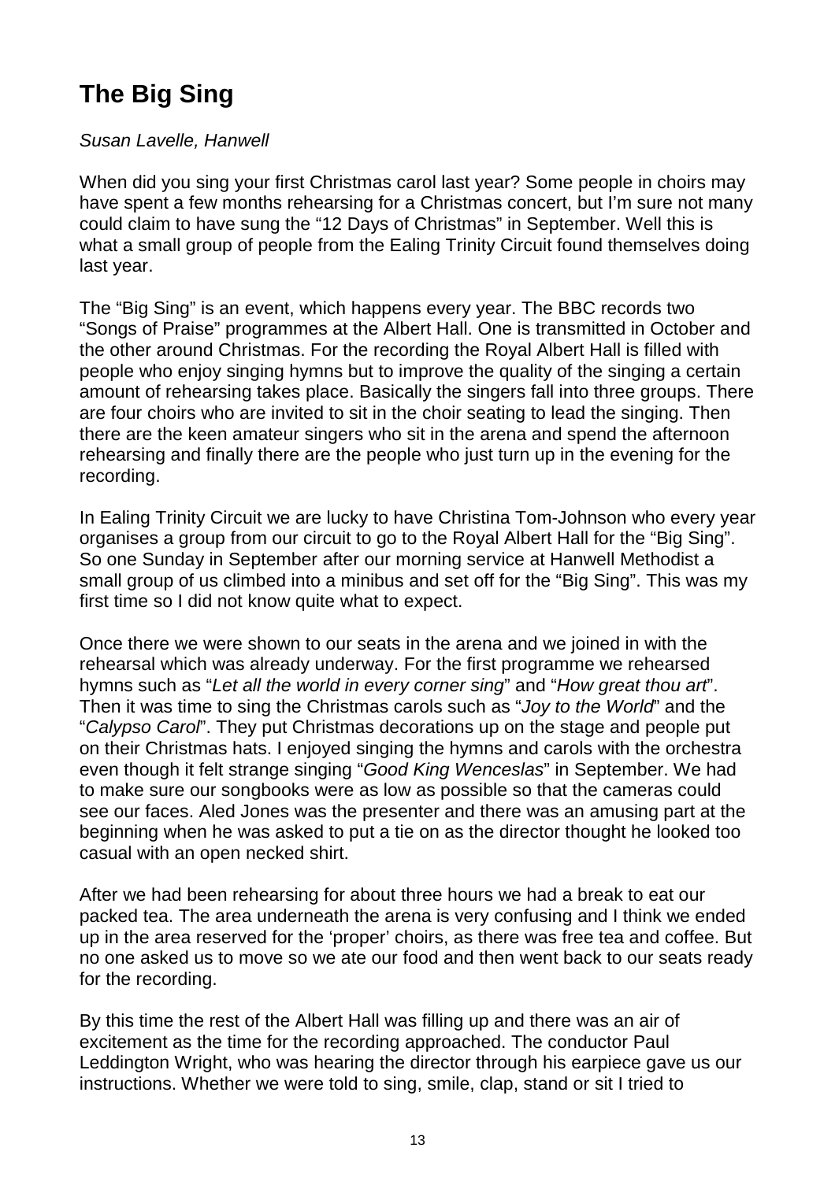# The Big Sing

*Susan Lavelle, Hanwell*

When did you sing your first Christmas carol last year? Some people in choirs may have spent a few months rehearsing for a Christmas concert, but I'm sure not many could claim to have sung the "12 Days of Christmas" in September. Well this is what a small group of people from the Ealing Trinity Circuit found themselves doing last year.

The "Big Sing" is an event, which happens every year. The BBC records two "Songs of Praise" programmes at the Albert Hall. One is transmitted in October and the other around Christmas. For the recording the Royal Albert Hall is filled with people who enjoy singing hymns but to improve the quality of the singing a certain amount of rehearsing takes place. Basically the singers fall into three groups. There are four choirs who are invited to sit in the choir seating to lead the singing. Then there are the keen amateur singers who sit in the arena and spend the afternoon rehearsing and finally there are the people who just turn up in the evening for the recording.

In Ealing Trinity Circuit we are lucky to have Christina Tom-Johnson who every year organises a group from our circuit to go to the Royal Albert Hall for the "Big Sing". So one Sunday in September after our morning service at Hanwell Methodist a small group of us climbed into a minibus and set off for the "Big Sing". This was my first time so I did not know quite what to expect.

Once there we were shown to our seats in the arena and we joined in with the rehearsal which was already underway. For the first programme we rehearsed hymns such as "*Let all the world in every corner sing*" and "*How great thou art*". Then it was time to sing the Christmas carols such as "*Joy to the World*" and the "*Calypso Carol*". They put Christmas decorations up on the stage and people put on their Christmas hats. I enjoyed singing the hymns and carols with the orchestra even though it felt strange singing "*Good King Wenceslas*" in September. We had to make sure our songbooks were as low as possible so that the cameras could see our faces. Aled Jones was the presenter and there was an amusing part at the beginning when he was asked to put a tie on as the director thought he looked too casual with an open necked shirt.

After we had been rehearsing for about three hours we had a break to eat our packed tea. The area underneath the arena is very confusing and I think we ended up in the area reserved for the 'proper' choirs, as there was free tea and coffee. But no one asked us to move so we ate our food and then went back to our seats ready for the recording.

By this time the rest of the Albert Hall was filling up and there was an air of excitement as the time for the recording approached. The conductor Paul Leddington Wright, who was hearing the director through his earpiece gave us our instructions. Whether we were told to sing, smile, clap, stand or sit I tried to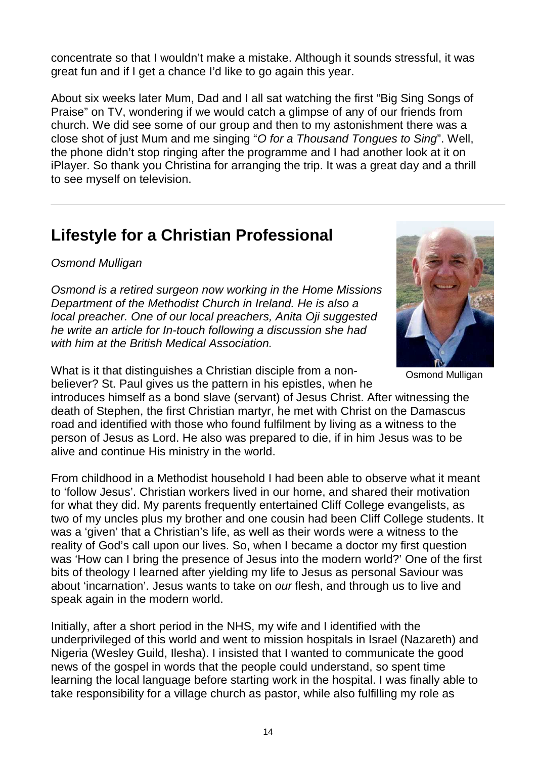concentrate so that I wouldn't make a mistake. Although it sounds stressful, it was great fun and if I get a chance I'd like to go again this year.

About six weeks later Mum, Dad and I all sat watching the first "Big Sing Songs of Praise" on TV, wondering if we would catch a glimpse of any of our friends from church. We did see some of our group and then to my astonishment there was a close shot of just Mum and me singing "*O for a Thousand Tongues to Sing*". Well, the phone didn't stop ringing after the programme and I had another look at it on iPlayer. So thank you Christina for arranging the trip. It was a great day and a thrill to see myself on television.

---

## Lifestyle for a Christian Professional

*Osmond Mulligan*

*Osmond is a retired surgeon now working in the Home Missions Department of the Methodist Church in Ireland. He is also a local preacher. One of our local preachers, Anita Oji suggested he write an article for In-touch following a discussion she had with him at the British Medical Association.*

Osmond Mulligan

What is it that distinguishes a Christian disciple from a non-believer? St. Paul gives us the pattern in his epistles, when he introduces himself as a bond slave (servant) of Jesus Christ. After witnessing the death of Stephen, the first Christian martyr, he met with Christ on the Damascus road and identified with those who found fulfilment by living as a witness to the person of Jesus as Lord. He also was prepared to die, if in him Jesus was to be alive and continue His ministry in the world.

From childhood in a Methodist household I had been able to observe what it meant to 'follow Jesus'. Christian workers lived in our home, and shared their motivation for what they did. My parents frequently entertained Cliff College evangelists, as two of my uncles plus my brother and one cousin had been Cliff College students. It was a 'given' that a Christian's life, as well as their words were a witness to the reality of God's call upon our lives. So, when I became a doctor my first question was 'How can I bring the presence of Jesus into the modern world?' One of the first bits of theology I learned after yielding my life to Jesus as personal Saviour was about 'incarnation'. Jesus wants to take on *our* flesh, and through us to live and speak again in the modern world.

Initially, after a short period in the NHS, my wife and I identified with the underprivileged of this world and went to mission hospitals in Israel (Nazareth) and Nigeria (Wesley Guild, Ilesha). I insisted that I wanted to communicate the good news of the gospel in words that the people could understand, so spent time learning the local language before starting work in the hospital. I was finally able to take responsibility for a village church as pastor, while also fulfilling my role as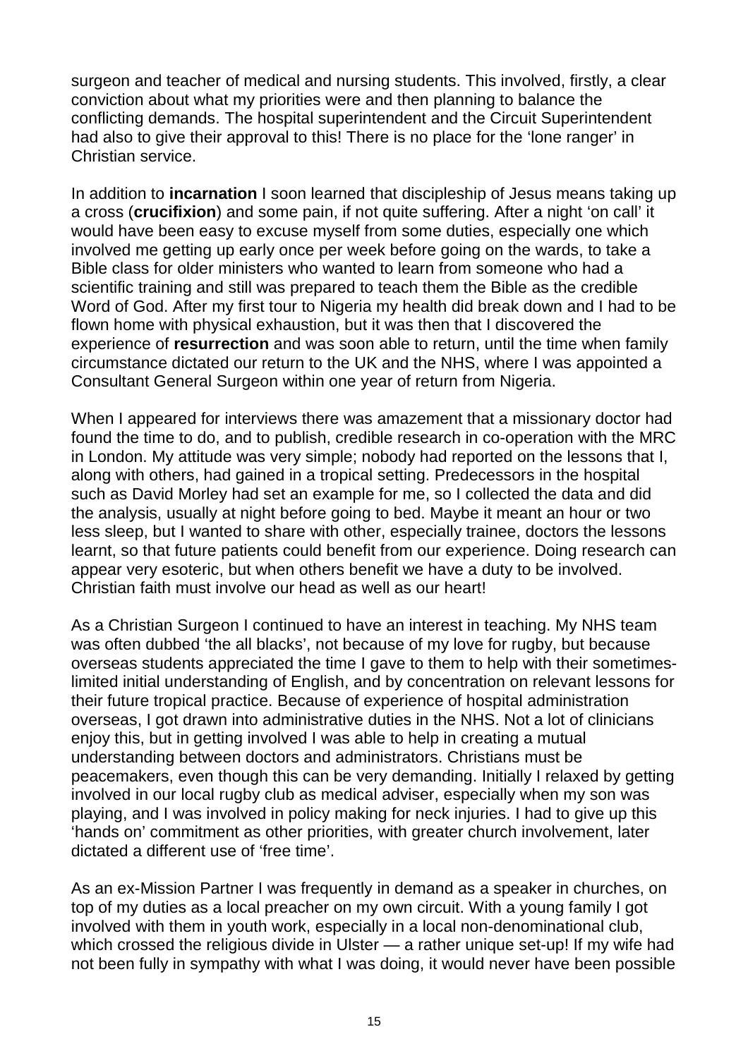surgeon and teacher of medical and nursing students. This involved, firstly, a clear conviction about what my priorities were and then planning to balance the conflicting demands. The hospital superintendent and the Circuit Superintendent had also to give their approval to this! There is no place for the 'lone ranger' in Christian service.

In addition to **incarnation** I soon learned that discipleship of Jesus means taking up a cross (**crucifixion**) and some pain, if not quite suffering. After a night 'on call' it would have been easy to excuse myself from some duties, especially one which involved me getting up early once per week before going on the wards, to take a Bible class for older ministers who wanted to learn from someone who had a scientific training and still was prepared to teach them the Bible as the credible Word of God. After my first tour to Nigeria my health did break down and I had to be flown home with physical exhaustion, but it was then that I discovered the experience of **resurrection** and was soon able to return, until the time when family circumstance dictated our return to the UK and the NHS, where I was appointed a Consultant General Surgeon within one year of return from Nigeria.

When I appeared for interviews there was amazement that a missionary doctor had found the time to do, and to publish, credible research in co-operation with the MRC in London. My attitude was very simple; nobody had reported on the lessons that I, along with others, had gained in a tropical setting. Predecessors in the hospital such as David Morley had set an example for me, so I collected the data and did the analysis, usually at night before going to bed. Maybe it meant an hour or two less sleep, but I wanted to share with other, especially trainee, doctors the lessons learnt, so that future patients could benefit from our experience. Doing research can appear very esoteric, but when others benefit we have a duty to be involved. Christian faith must involve our head as well as our heart!

As a Christian Surgeon I continued to have an interest in teaching. My NHS team was often dubbed 'the all blacks', not because of my love for rugby, but because overseas students appreciated the time I gave to them to help with their sometimes-limited initial understanding of English, and by concentration on relevant lessons for their future tropical practice. Because of experience of hospital administration overseas, I got drawn into administrative duties in the NHS. Not a lot of clinicians enjoy this, but in getting involved I was able to help in creating a mutual understanding between doctors and administrators. Christians must be peacemakers, even though this can be very demanding. Initially I relaxed by getting involved in our local rugby club as medical adviser, especially when my son was playing, and I was involved in policy making for neck injuries. I had to give up this 'hands on' commitment as other priorities, with greater church involvement, later dictated a different use of 'free time'.

As an ex-Mission Partner I was frequently in demand as a speaker in churches, on top of my duties as a local preacher on my own circuit. With a young family I got involved with them in youth work, especially in a local non-denominational club, which crossed the religious divide in Ulster — a rather unique set-up! If my wife had not been fully in sympathy with what I was doing, it would never have been possible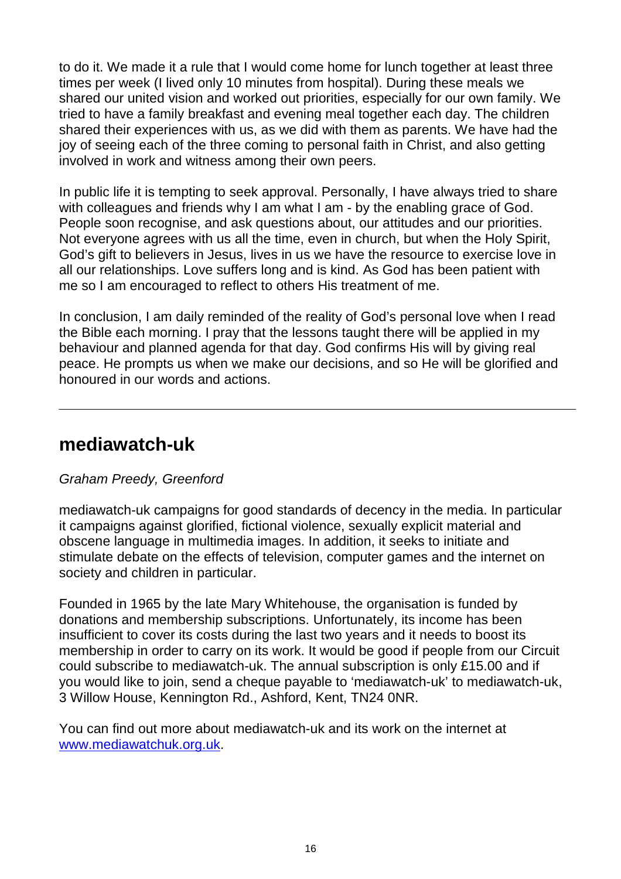to do it. We made it a rule that I would come home for lunch together at least three times per week (I lived only 10 minutes from hospital). During these meals we shared our united vision and worked out priorities, especially for our own family. We tried to have a family breakfast and evening meal together each day. The children shared their experiences with us, as we did with them as parents. We have had the joy of seeing each of the three coming to personal faith in Christ, and also getting involved in work and witness among their own peers.

In public life it is tempting to seek approval. Personally, I have always tried to share with colleagues and friends why I am what I am - by the enabling grace of God. People soon recognise, and ask questions about, our attitudes and our priorities. Not everyone agrees with us all the time, even in church, but when the Holy Spirit, God's gift to believers in Jesus, lives in us we have the resource to exercise love in all our relationships. Love suffers long and is kind. As God has been patient with me so I am encouraged to reflect to others His treatment of me.

In conclusion, I am daily reminded of the reality of God's personal love when I read the Bible each morning. I pray that the lessons taught there will be applied in my behaviour and planned agenda for that day. God confirms His will by giving real peace. He prompts us when we make our decisions, and so He will be glorified and honoured in our words and actions.

---

## mediawatch-uk

*Graham Preedy, Greenford*

mediawatch-uk campaigns for good standards of decency in the media. In particular it campaigns against glorified, fictional violence, sexually explicit material and obscene language in multimedia images. In addition, it seeks to initiate and stimulate debate on the effects of television, computer games and the internet on society and children in particular.

Founded in 1965 by the late Mary Whitehouse, the organisation is funded by donations and membership subscriptions. Unfortunately, its income has been insufficient to cover its costs during the last two years and it needs to boost its membership in order to carry on its work. It would be good if people from our Circuit could subscribe to mediawatch-uk. The annual subscription is only £15.00 and if you would like to join, send a cheque payable to 'mediawatch-uk' to mediawatch-uk, 3 Willow House, Kennington Rd., Ashford, Kent, TN24 0NR.

You can find out more about mediawatch-uk and its work on the internet at [www.mediawatchuk.org.uk](http://www.mediawatchuk.org.uk).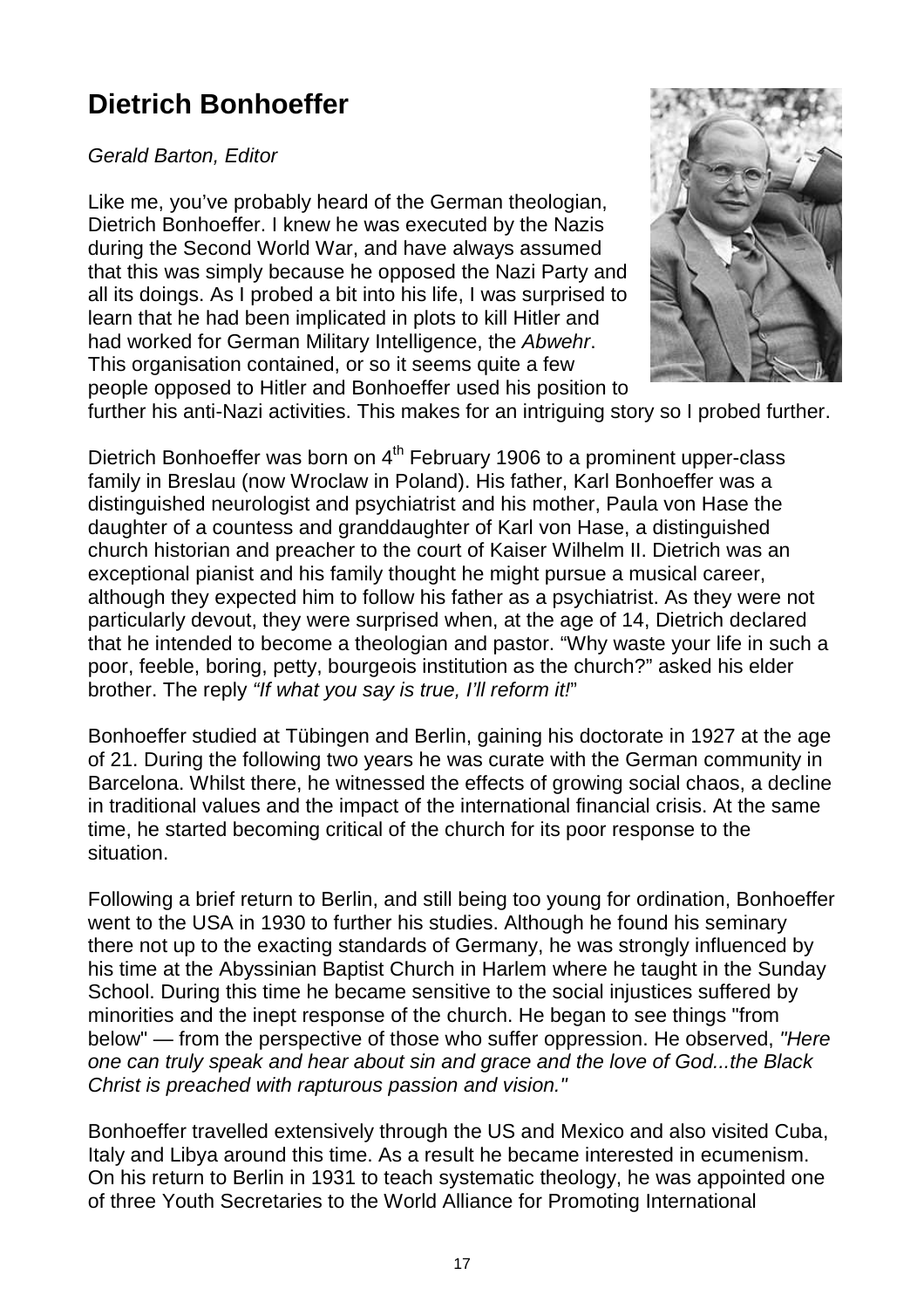# Dietrich Bonhoeffer

*Gerald Barton, Editor*

Like me, you've probably heard of the German theologian, Dietrich Bonhoeffer. I knew he was executed by the Nazis during the Second World War, and have always assumed that this was simply because he opposed the Nazi Party and all its doings. As I probed a bit into his life, I was surprised to learn that he had been implicated in plots to kill Hitler and had worked for German Military Intelligence, the *Abwehr*. This organisation contained, or so it seems quite a few people opposed to Hitler and Bonhoeffer used his position to further his anti-Nazi activities. This makes for an intriguing story so I probed further.

Dietrich Bonhoeffer was born on 4th February 1906 to a prominent upper-class family in Breslau (now Wroclaw in Poland). His father, Karl Bonhoeffer was a distinguished neurologist and psychiatrist and his mother, Paula von Hase the daughter of a countess and granddaughter of Karl von Hase, a distinguished church historian and preacher to the court of Kaiser Wilhelm II. Dietrich was an exceptional pianist and his family thought he might pursue a musical career, although they expected him to follow his father as a psychiatrist. As they were not particularly devout, they were surprised when, at the age of 14, Dietrich declared that he intended to become a theologian and pastor. "Why waste your life in such a poor, feeble, boring, petty, bourgeois institution as the church?" asked his elder brother. The reply *"If what you say is true, I'll reform it!*"

Bonhoeffer studied at Tübingen and Berlin, gaining his doctorate in 1927 at the age of 21. During the following two years he was curate with the German community in Barcelona. Whilst there, he witnessed the effects of growing social chaos, a decline in traditional values and the impact of the international financial crisis. At the same time, he started becoming critical of the church for its poor response to the situation.

Following a brief return to Berlin, and still being too young for ordination, Bonhoeffer went to the USA in 1930 to further his studies. Although he found his seminary there not up to the exacting standards of Germany, he was strongly influenced by his time at the Abyssinian Baptist Church in Harlem where he taught in the Sunday School. During this time he became sensitive to the social injustices suffered by minorities and the inept response of the church. He began to see things "from below" — from the perspective of those who suffer oppression. He observed, *"Here one can truly speak and hear about sin and grace and the love of God...the Black Christ is preached with rapturous passion and vision."*

Bonhoeffer travelled extensively through the US and Mexico and also visited Cuba, Italy and Libya around this time. As a result he became interested in ecumenism. On his return to Berlin in 1931 to teach systematic theology, he was appointed one of three Youth Secretaries to the World Alliance for Promoting International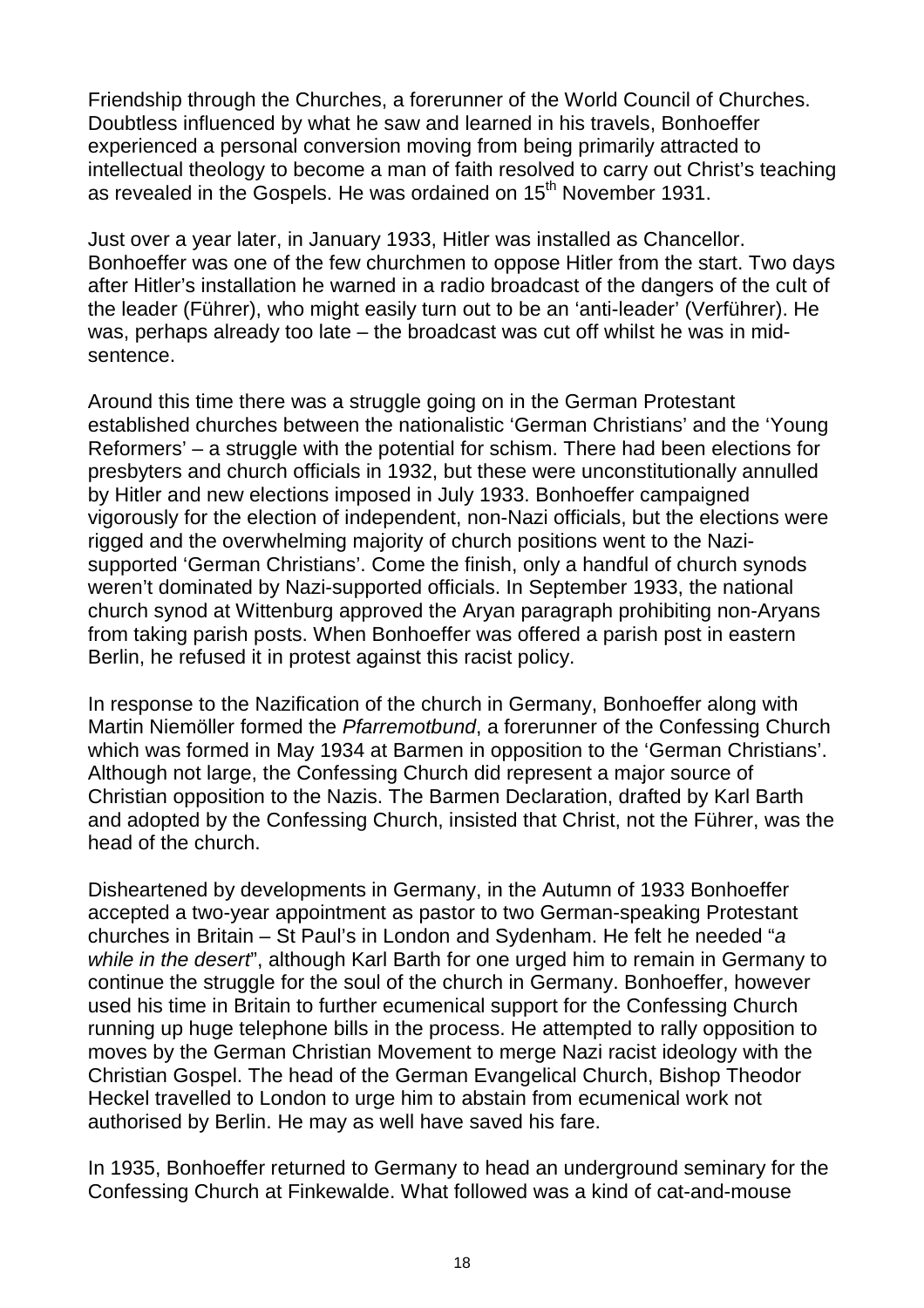Friendship through the Churches, a forerunner of the World Council of Churches. Doubtless influenced by what he saw and learned in his travels, Bonhoeffer experienced a personal conversion moving from being primarily attracted to intellectual theology to become a man of faith resolved to carry out Christ's teaching as revealed in the Gospels. He was ordained on 15th November 1931.

Just over a year later, in January 1933, Hitler was installed as Chancellor. Bonhoeffer was one of the few churchmen to oppose Hitler from the start. Two days after Hitler's installation he warned in a radio broadcast of the dangers of the cult of the leader (Führer), who might easily turn out to be an 'anti-leader' (Verführer). He was, perhaps already too late – the broadcast was cut off whilst he was in mid-sentence.

Around this time there was a struggle going on in the German Protestant established churches between the nationalistic 'German Christians' and the 'Young Reformers' – a struggle with the potential for schism. There had been elections for presbyters and church officials in 1932, but these were unconstitutionally annulled by Hitler and new elections imposed in July 1933. Bonhoeffer campaigned vigorously for the election of independent, non-Nazi officials, but the elections were rigged and the overwhelming majority of church positions went to the Nazi-supported 'German Christians'. Come the finish, only a handful of church synods weren't dominated by Nazi-supported officials. In September 1933, the national church synod at Wittenburg approved the Aryan paragraph prohibiting non-Aryans from taking parish posts. When Bonhoeffer was offered a parish post in eastern Berlin, he refused it in protest against this racist policy.

In response to the Nazification of the church in Germany, Bonhoeffer along with Martin Niemöller formed the *Pfarremotbund*, a forerunner of the Confessing Church which was formed in May 1934 at Barmen in opposition to the 'German Christians'. Although not large, the Confessing Church did represent a major source of Christian opposition to the Nazis. The Barmen Declaration, drafted by Karl Barth and adopted by the Confessing Church, insisted that Christ, not the Führer, was the head of the church.

Disheartened by developments in Germany, in the Autumn of 1933 Bonhoeffer accepted a two-year appointment as pastor to two German-speaking Protestant churches in Britain – St Paul's in London and Sydenham. He felt he needed "*a while in the desert*", although Karl Barth for one urged him to remain in Germany to continue the struggle for the soul of the church in Germany. Bonhoeffer, however used his time in Britain to further ecumenical support for the Confessing Church running up huge telephone bills in the process. He attempted to rally opposition to moves by the German Christian Movement to merge Nazi racist ideology with the Christian Gospel. The head of the German Evangelical Church, Bishop Theodor Heckel travelled to London to urge him to abstain from ecumenical work not authorised by Berlin. He may as well have saved his fare.

In 1935, Bonhoeffer returned to Germany to head an underground seminary for the Confessing Church at Finkewalde. What followed was a kind of cat-and-mouse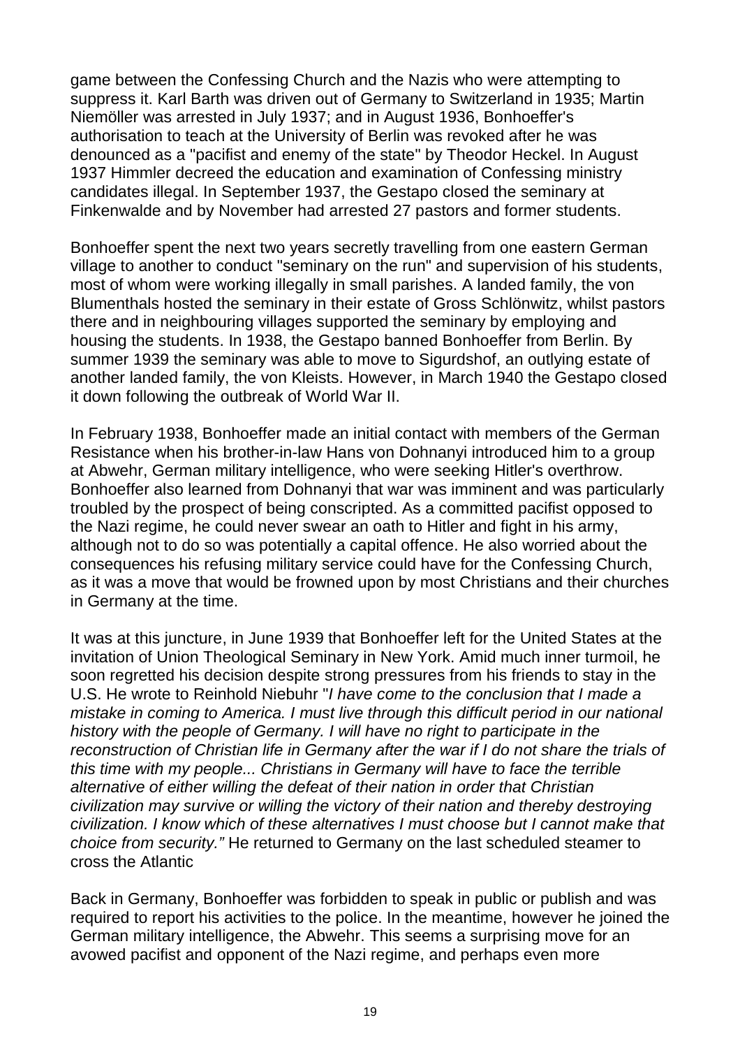game between the Confessing Church and the Nazis who were attempting to suppress it. Karl Barth was driven out of Germany to Switzerland in 1935; Martin Niemöller was arrested in July 1937; and in August 1936, Bonhoeffer's authorisation to teach at the University of Berlin was revoked after he was denounced as a "pacifist and enemy of the state" by Theodor Heckel. In August 1937 Himmler decreed the education and examination of Confessing ministry candidates illegal. In September 1937, the Gestapo closed the seminary at Finkenwalde and by November had arrested 27 pastors and former students.

Bonhoeffer spent the next two years secretly travelling from one eastern German village to another to conduct "seminary on the run" and supervision of his students, most of whom were working illegally in small parishes. A landed family, the von Blumenthals hosted the seminary in their estate of Gross Schlönwitz, whilst pastors there and in neighbouring villages supported the seminary by employing and housing the students. In 1938, the Gestapo banned Bonhoeffer from Berlin. By summer 1939 the seminary was able to move to Sigurdshof, an outlying estate of another landed family, the von Kleists. However, in March 1940 the Gestapo closed it down following the outbreak of World War II.

In February 1938, Bonhoeffer made an initial contact with members of the German Resistance when his brother-in-law Hans von Dohnanyi introduced him to a group at Abwehr, German military intelligence, who were seeking Hitler's overthrow. Bonhoeffer also learned from Dohnanyi that war was imminent and was particularly troubled by the prospect of being conscripted. As a committed pacifist opposed to the Nazi regime, he could never swear an oath to Hitler and fight in his army, although not to do so was potentially a capital offence. He also worried about the consequences his refusing military service could have for the Confessing Church, as it was a move that would be frowned upon by most Christians and their churches in Germany at the time.

It was at this juncture, in June 1939 that Bonhoeffer left for the United States at the invitation of Union Theological Seminary in New York. Amid much inner turmoil, he soon regretted his decision despite strong pressures from his friends to stay in the U.S. He wrote to Reinhold Niebuhr "*I have come to the conclusion that I made a mistake in coming to America. I must live through this difficult period in our national history with the people of Germany. I will have no right to participate in the reconstruction of Christian life in Germany after the war if I do not share the trials of this time with my people... Christians in Germany will have to face the terrible alternative of either willing the defeat of their nation in order that Christian civilization may survive or willing the victory of their nation and thereby destroying civilization. I know which of these alternatives I must choose but I cannot make that choice from security."* He returned to Germany on the last scheduled steamer to cross the Atlantic

Back in Germany, Bonhoeffer was forbidden to speak in public or publish and was required to report his activities to the police. In the meantime, however he joined the German military intelligence, the Abwehr. This seems a surprising move for an avowed pacifist and opponent of the Nazi regime, and perhaps even more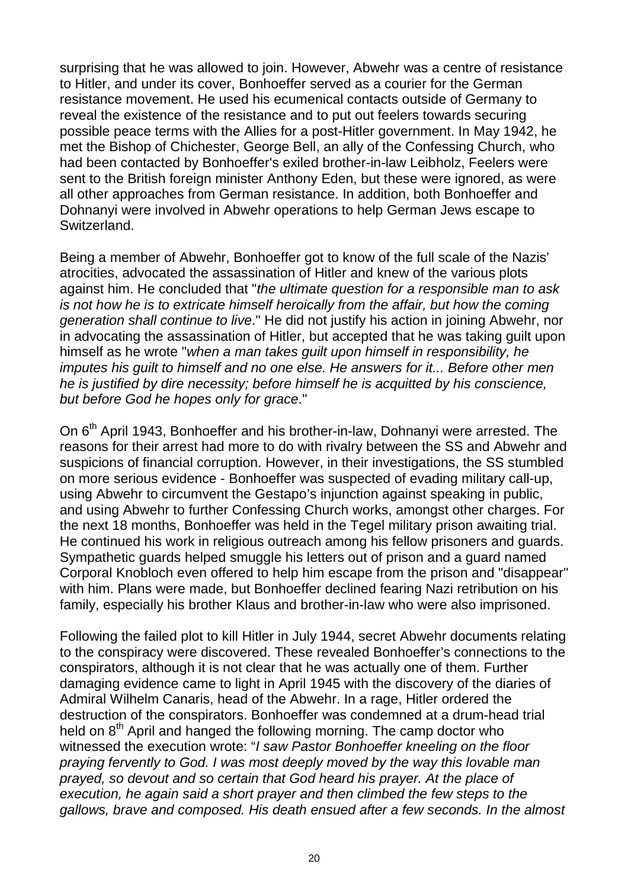surprising that he was allowed to join. However, Abwehr was a centre of resistance to Hitler, and under its cover, Bonhoeffer served as a courier for the German resistance movement. He used his ecumenical contacts outside of Germany to reveal the existence of the resistance and to put out feelers towards securing possible peace terms with the Allies for a post-Hitler government. In May 1942, he met the Bishop of Chichester, George Bell, an ally of the Confessing Church, who had been contacted by Bonhoeffer's exiled brother-in-law Leibholz, Feelers were sent to the British foreign minister Anthony Eden, but these were ignored, as were all other approaches from German resistance. In addition, both Bonhoeffer and Dohnanyi were involved in Abwehr operations to help German Jews escape to Switzerland.

Being a member of Abwehr, Bonhoeffer got to know of the full scale of the Nazis' atrocities, advocated the assassination of Hitler and knew of the various plots against him. He concluded that "*the ultimate question for a responsible man to ask is not how he is to extricate himself heroically from the affair, but how the coming generation shall continue to live*." He did not justify his action in joining Abwehr, nor in advocating the assassination of Hitler, but accepted that he was taking guilt upon himself as he wrote "*when a man takes guilt upon himself in responsibility, he imputes his guilt to himself and no one else. He answers for it... Before other men he is justified by dire necessity; before himself he is acquitted by his conscience, but before God he hopes only for grace*."

On 6th April 1943, Bonhoeffer and his brother-in-law, Dohnanyi were arrested. The reasons for their arrest had more to do with rivalry between the SS and Abwehr and suspicions of financial corruption. However, in their investigations, the SS stumbled on more serious evidence - Bonhoeffer was suspected of evading military call-up, using Abwehr to circumvent the Gestapo's injunction against speaking in public, and using Abwehr to further Confessing Church works, amongst other charges. For the next 18 months, Bonhoeffer was held in the Tegel military prison awaiting trial. He continued his work in religious outreach among his fellow prisoners and guards. Sympathetic guards helped smuggle his letters out of prison and a guard named Corporal Knobloch even offered to help him escape from the prison and "disappear" with him. Plans were made, but Bonhoeffer declined fearing Nazi retribution on his family, especially his brother Klaus and brother-in-law who were also imprisoned.

Following the failed plot to kill Hitler in July 1944, secret Abwehr documents relating to the conspiracy were discovered. These revealed Bonhoeffer's connections to the conspirators, although it is not clear that he was actually one of them. Further damaging evidence came to light in April 1945 with the discovery of the diaries of Admiral Wilhelm Canaris, head of the Abwehr. In a rage, Hitler ordered the destruction of the conspirators. Bonhoeffer was condemned at a drum-head trial held on 8th April and hanged the following morning. The camp doctor who witnessed the execution wrote: "*I saw Pastor Bonhoeffer kneeling on the floor praying fervently to God. I was most deeply moved by the way this lovable man prayed, so devout and so certain that God heard his prayer. At the place of execution, he again said a short prayer and then climbed the few steps to the gallows, brave and composed. His death ensued after a few seconds. In the almost*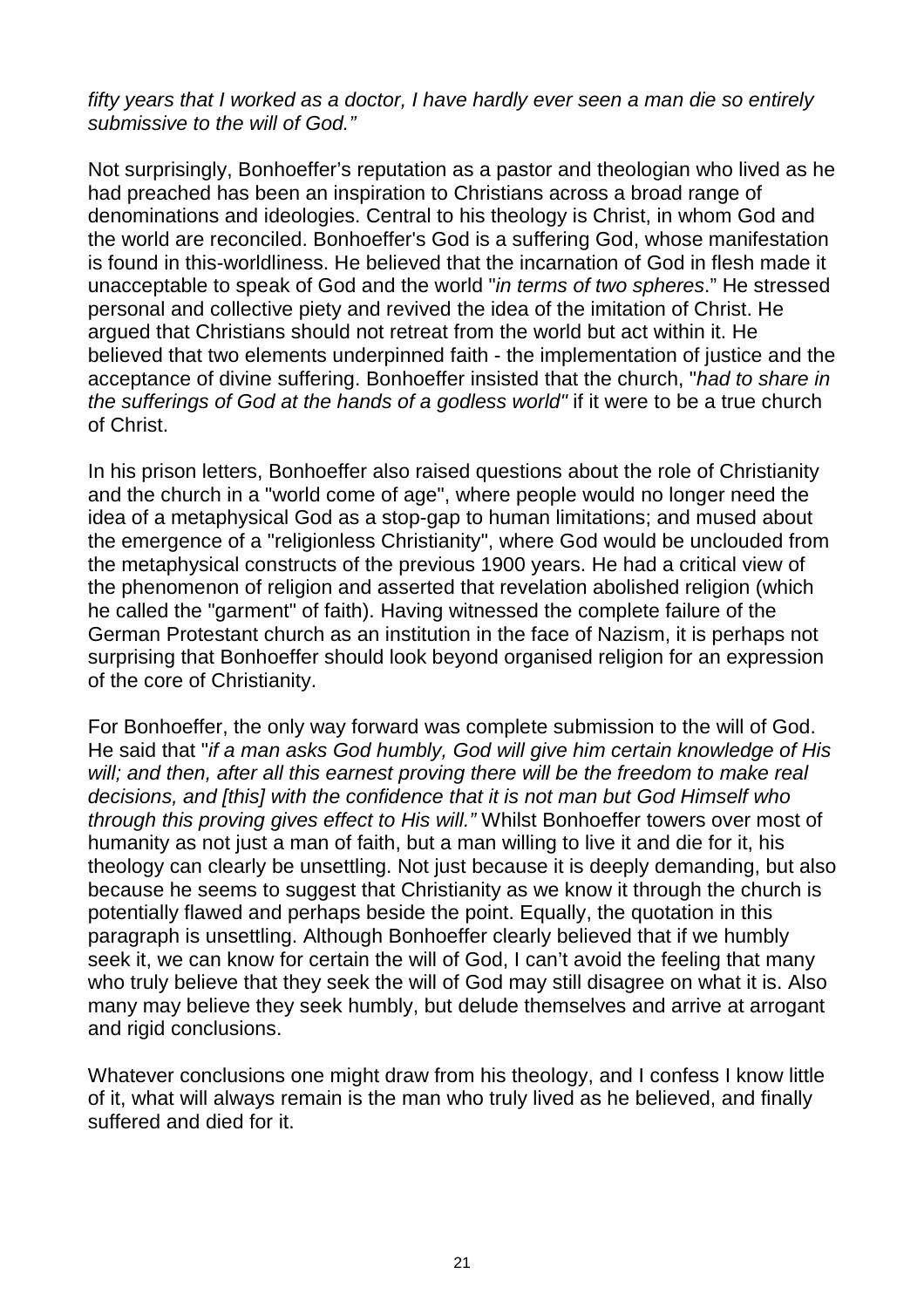*fifty years that I worked as a doctor, I have hardly ever seen a man die so entirely submissive to the will of God."*

Not surprisingly, Bonhoeffer's reputation as a pastor and theologian who lived as he had preached has been an inspiration to Christians across a broad range of denominations and ideologies. Central to his theology is Christ, in whom God and the world are reconciled. Bonhoeffer's God is a suffering God, whose manifestation is found in this-worldliness. He believed that the incarnation of God in flesh made it unacceptable to speak of God and the world "*in terms of two spheres*." He stressed personal and collective piety and revived the idea of the imitation of Christ. He argued that Christians should not retreat from the world but act within it. He believed that two elements underpinned faith - the implementation of justice and the acceptance of divine suffering. Bonhoeffer insisted that the church, "*had to share in the sufferings of God at the hands of a godless world"* if it were to be a true church of Christ.

In his prison letters, Bonhoeffer also raised questions about the role of Christianity and the church in a "world come of age", where people would no longer need the idea of a metaphysical God as a stop-gap to human limitations; and mused about the emergence of a "religionless Christianity", where God would be unclouded from the metaphysical constructs of the previous 1900 years. He had a critical view of the phenomenon of religion and asserted that revelation abolished religion (which he called the "garment" of faith). Having witnessed the complete failure of the German Protestant church as an institution in the face of Nazism, it is perhaps not surprising that Bonhoeffer should look beyond organised religion for an expression of the core of Christianity.

For Bonhoeffer, the only way forward was complete submission to the will of God. He said that "*if a man asks God humbly, God will give him certain knowledge of His will; and then, after all this earnest proving there will be the freedom to make real decisions, and [this] with the confidence that it is not man but God Himself who through this proving gives effect to His will."* Whilst Bonhoeffer towers over most of humanity as not just a man of faith, but a man willing to live it and die for it, his theology can clearly be unsettling. Not just because it is deeply demanding, but also because he seems to suggest that Christianity as we know it through the church is potentially flawed and perhaps beside the point. Equally, the quotation in this paragraph is unsettling. Although Bonhoeffer clearly believed that if we humbly seek it, we can know for certain the will of God, I can't avoid the feeling that many who truly believe that they seek the will of God may still disagree on what it is. Also many may believe they seek humbly, but delude themselves and arrive at arrogant and rigid conclusions.

Whatever conclusions one might draw from his theology, and I confess I know little of it, what will always remain is the man who truly lived as he believed, and finally suffered and died for it.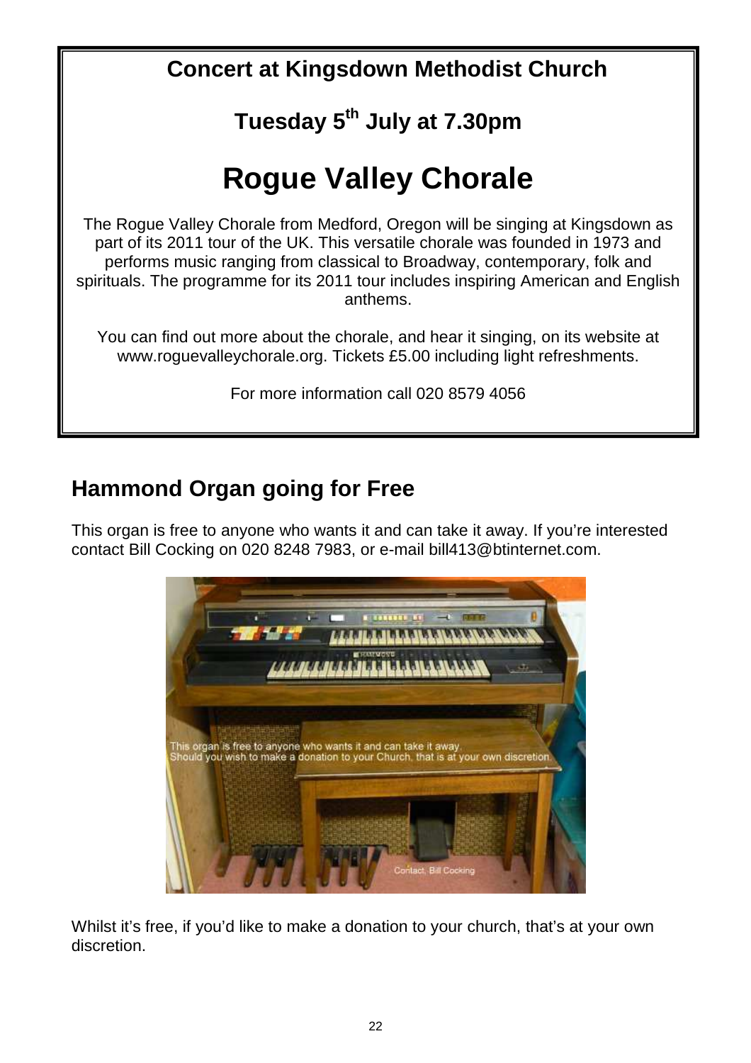## Concert at Kingsdown Methodist Church

### Tuesday 5th July at 7.30pm

# Rogue Valley Chorale

The Rogue Valley Chorale from Medford, Oregon will be singing at Kingsdown as part of its 2011 tour of the UK. This versatile chorale was founded in 1973 and performs music ranging from classical to Broadway, contemporary, folk and spirituals. The programme for its 2011 tour includes inspiring American and English anthems.

You can find out more about the chorale, and hear it singing, on its website at www.roguevalleychorale.org. Tickets £5.00 including light refreshments.

For more information call 020 8579 4056

## Hammond Organ going for Free

This organ is free to anyone who wants it and can take it away. If you're interested contact Bill Cocking on 020 8248 7983, or e-mail bill413@btinternet.com.

Whilst it's free, if you'd like to make a donation to your church, that's at your own discretion.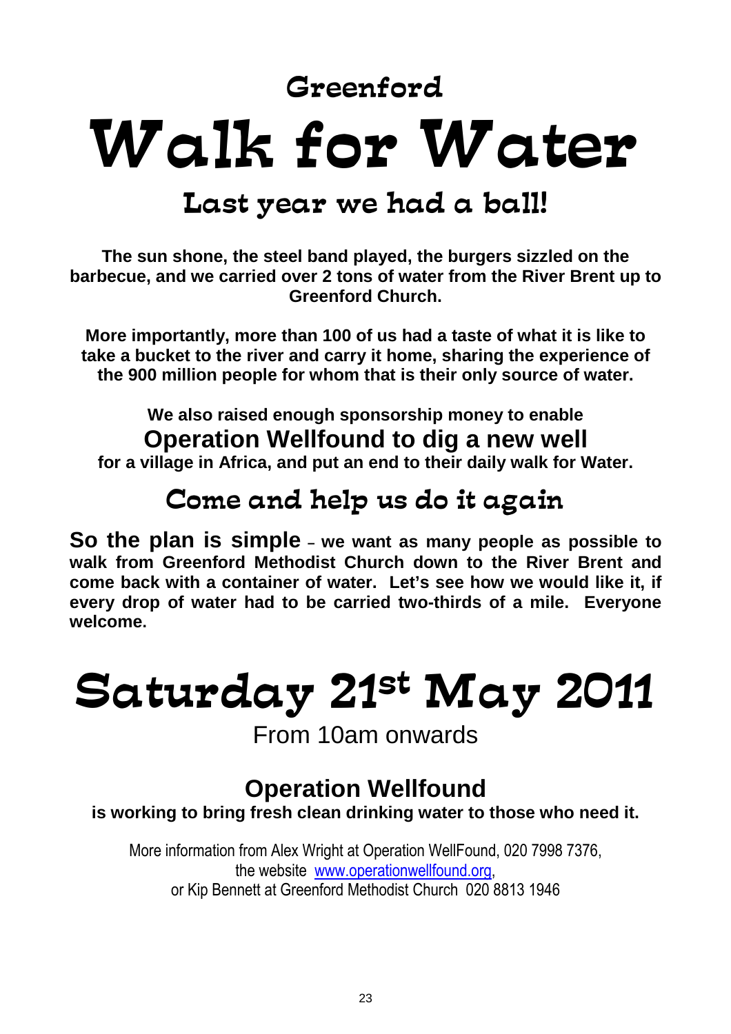## Greenford

# Walk for Water

## Last year we had a ball!

**The sun shone, the steel band played, the burgers sizzled on the barbecue, and we carried over 2 tons of water from the River Brent up to Greenford Church.**

**More importantly, more than 100 of us had a taste of what it is like to take a bucket to the river and carry it home, sharing the experience of the 900 million people for whom that is their only source of water.**

**We also raised enough sponsorship money to enable**
**Operation Wellfound to dig a new well**
**for a village in Africa, and put an end to their daily walk for Water.**

## Come and help us do it again

**So the plan is simple – we want as many people as possible to walk from Greenford Methodist Church down to the River Brent and come back with a container of water. Let's see how we would like it, if every drop of water had to be carried two-thirds of a mile. Everyone welcome.**

# Saturday 21st May 2011

From 10am onwards

## Operation Wellfound

**is working to bring fresh clean drinking water to those who need it.**

More information from Alex Wright at Operation WellFound, 020 7998 7376,
the website www.operationwellfound.org,
or Kip Bennett at Greenford Methodist Church 020 8813 1946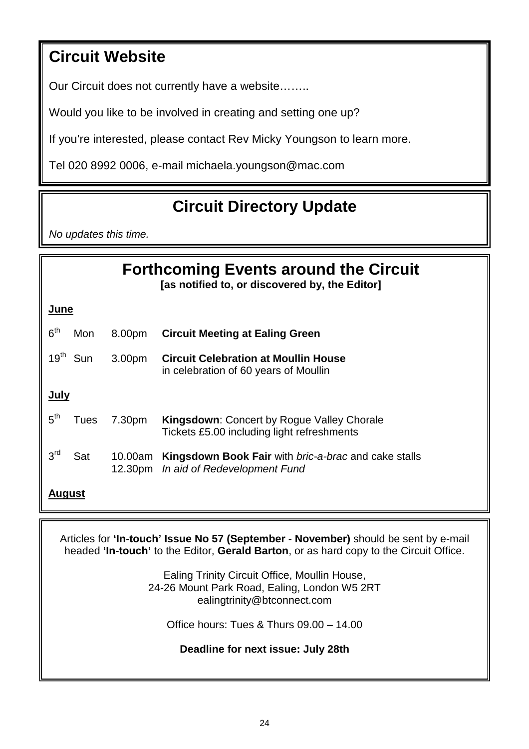## Circuit Website

Our Circuit does not currently have a website……..

Would you like to be involved in creating and setting one up?

If you're interested, please contact Rev Micky Youngson to learn more.

Tel 020 8992 0006, e-mail michaela.youngson@mac.com

## Circuit Directory Update

*No updates this time.*

## Forthcoming Events around the Circuit

**[as notified to, or discovered by, the Editor]**

**June**

| | | | |
|---|---|---|---|
| 6th | Mon | 8.00pm | **Circuit Meeting at Ealing Green** |
| 19th | Sun | 3.00pm | **Circuit Celebration at Moullin House** in celebration of 60 years of Moullin |

**July**

| | | | |
|---|---|---|---|
| 5th | Tues | 7.30pm | **Kingsdown**: Concert by Rogue Valley Chorale Tickets £5.00 including light refreshments |
| 3rd | Sat | 10.00am 12.30pm | **Kingsdown Book Fair** with *bric-a-brac* and cake stalls *In aid of Redevelopment Fund* |

**August**

Articles for **'In-touch' Issue No 57 (September - November)** should be sent by e-mail headed **'In-touch'** to the Editor, **Gerald Barton**, or as hard copy to the Circuit Office.

Ealing Trinity Circuit Office, Moullin House,
24-26 Mount Park Road, Ealing, London W5 2RT
ealingtrinity@btconnect.com

Office hours: Tues & Thurs 09.00 – 14.00

**Deadline for next issue: July 28th**